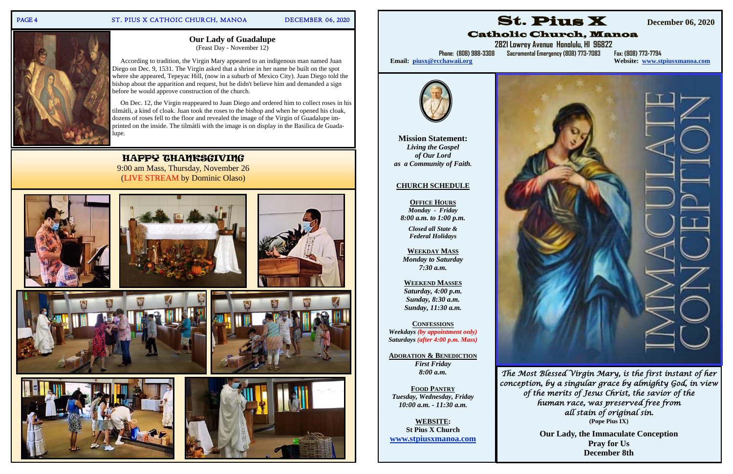## Our Lady of Guadalupe

(Feast Day - November 12)

According to tradition, the Virgin Mary appeared to an indigenous man named Juan Diego on Dec. 9, 1531. The Virgin asked that a shrine in her name be built on the spot where she appeared, Tepeyac Hill, (now in a suburb of Mexico City). Juan Diego told the bishop about the apparition and request, but he didn't believe him and demanded a sign before he would approve construction of the church.

On Dec. 12, the Virgin reappeared to Juan Diego and ordered him to collect roses in his tilmátli, a kind of cloak. Juan took the roses to the bishop and when he opened his cloak, dozens of roses fell to the floor and revealed the image of the Virgin of Guadalupe imprinted on the inside. The tilmátli with the image is on display in the Basilica de Guadalupe.

## HAPPY THANKSGIVING

9:00 am Mass, Thursday, November 26

(LIVE STREAM by Dominic Olaso)

# St. Pius X

## Catholic Church, Manoa

**December 06, 2020**

2821 Lowrey Avenue Honolulu, HI 96822

Phone: (808) 988-3308 Sacramental Emergency (808) 773-7083 Fax: (808) 773-7794

**Email:** piusx@rcchawaii.org **Website:** www.stpiusxmanoa.com

**Mission Statement:**
*Living the Gospel of Our Lord as a Community of Faith.*

**CHURCH SCHEDULE**

**OFFICE HOURS**
*Monday - Friday*
*8:00 a.m. to 1:00 p.m.*
*Closed all State & Federal Holidays*

**WEEKDAY MASS**
*Monday to Saturday*
*7:30 a.m.*

**WEEKEND MASSES**
*Saturday, 4:00 p.m.*
*Sunday, 8:30 a.m.*
*Sunday, 11:30 a.m.*

**CONFESSIONS**
*Weekdays (by appointment only)*
*Saturdays (after 4:00 p.m. Mass)*

**ADORATION & BENEDICTION**
*First Friday*
*8:00 a.m.*

**FOOD PANTRY**
*Tuesday, Wednesday, Friday*
*10:00 a.m. - 11:30 a.m.*

**WEBSITE:**
**St Pius X Church**
**www.stpiusxmanoa.com**

IMMACULATE CONCEPTION

*The Most Blessed Virgin Mary, is the first instant of her conception, by a singular grace by almighty God, in view of the merits of Jesus Christ, the savior of the human race, was preserved free from all stain of original sin.*
**(Pope Pius IX)**

**Our Lady, the Immaculate Conception**
**Pray for Us**
**December 8th**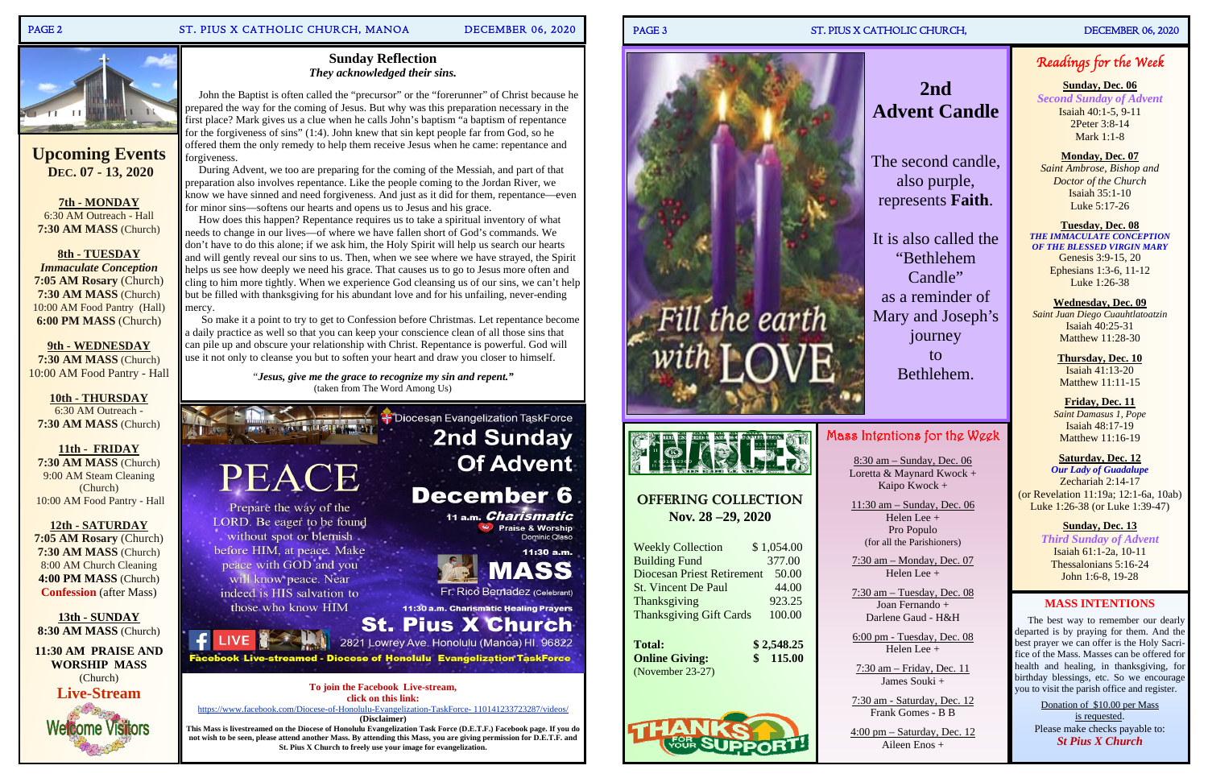## Upcoming Events

**DEC. 07 - 13, 2020**

**7th - MONDAY**
6:30 AM Outreach - Hall
**7:30 AM MASS** (Church)

**8th - TUESDAY**
***Immaculate Conception***
**7:05 AM Rosary** (Church)
**7:30 AM MASS** (Church)
10:00 AM Food Pantry (Hall)
**6:00 PM MASS** (Church)

**9th - WEDNESDAY**
**7:30 AM MASS** (Church)
10:00 AM Food Pantry - Hall

**10th - THURSDAY**
6:30 AM Outreach -
**7:30 AM MASS** (Church)

**11th - FRIDAY**
**7:30 AM MASS** (Church)
9:00 AM Steam Cleaning (Church)
10:00 AM Food Pantry - Hall

**12th - SATURDAY**
**7:05 AM Rosary** (Church)
**7:30 AM MASS** (Church)
8:00 AM Church Cleaning
**4:00 PM MASS** (Church)
**Confession** (after Mass)

**13th - SUNDAY**
**8:30 AM MASS** (Church)

**11:30 AM PRAISE AND WORSHIP MASS** (Church)
**Live-Stream**

Welcome Visitors

## Sunday Reflection

***They acknowledged their sins.***

John the Baptist is often called the "precursor" or the "forerunner" of Christ because he prepared the way for the coming of Jesus. But why was this preparation necessary in the first place? Mark gives us a clue when he calls John's baptism "a baptism of repentance for the forgiveness of sins" (1:4). John knew that sin kept people far from God, so he offered them the only remedy to help them receive Jesus when he came: repentance and forgiveness.

During Advent, we too are preparing for the coming of the Messiah, and part of that preparation also involves repentance. Like the people coming to the Jordan River, we know we have sinned and need forgiveness. And just as it did for them, repentance—even for minor sins—softens our hearts and opens us to Jesus and his grace.

How does this happen? Repentance requires us to take a spiritual inventory of what needs to change in our lives—of where we have fallen short of God's commands. We don't have to do this alone; if we ask him, the Holy Spirit will help us search our hearts and will gently reveal our sins to us. Then, when we see where we have strayed, the Spirit helps us see how deeply we need his grace. That causes us to go to Jesus more often and cling to him more tightly. When we experience God cleansing us of our sins, we can't help but be filled with thanksgiving for his abundant love and for his unfailing, never-ending mercy.

So make it a point to try to get to Confession before Christmas. Let repentance become a daily practice as well so that you can keep your conscience clean of all those sins that can pile up and obscure your relationship with Christ. Repentance is powerful. God will use it not only to cleanse you but to soften your heart and draw you closer to himself.

*"**Jesus, give me the grace to recognize my sin and repent.**"*
(taken from The Word Among Us)

Diocesan Evangelization TaskForce

**2nd Sunday Of Advent**

**December 6**

**PEACE**

Prepare the way for the LORD. Be eager to be found without spot or blemish before HIM, at peace. Make peace with GOD and you will know peace. Near indeed is HIS salvation to those who know HIM

11 a.m. *Charismatic* Praise & Worship — Dominic Olaso

11:30 a.m. **MASS** — Fr. Rico Bernadez (Celebrant)

11:30 a.m. Charismatic Healing Prayers

**St. Pius X Church**

LIVE — 2821 Lowrey Ave. Honolulu (Manoa) HI. 96822

**Facebook Live-streamed - Diocese of Honolulu Evangelization TaskForce**

**To join the Facebook Live-stream, click on this link:**
https://www.facebook.com/Diocese-of-Honolulu-Evangelization-TaskForce- 110141233723287/videos/
**(Disclaimer)**
**This Mass is livestreamed on the Diocese of Honolulu Evangelization Task Force (D.E.T.F.) Facebook page. If you do not wish to be seen, please attend another Mass. By attending this Mass, you are giving permission for D.E.T.F. and St. Pius X Church to freely use your image for evangelization.**

## 2nd Advent Candle

The second candle, also purple, represents **Faith**.

It is also called the "Bethlehem Candle" as a reminder of Mary and Joseph's journey to Bethlehem.

Fill the earth with LOVE

## Readings for the Week

**Sunday, Dec. 06**
***Second Sunday of Advent***
Isaiah 40:1-5, 9-11
2Peter 3:8-14
Mark 1:1-8

**Monday, Dec. 07**
*Saint Ambrose, Bishop and Doctor of the Church*
Isaiah 35:1-10
Luke 5:17-26

**Tuesday, Dec. 08**
***THE IMMACULATE CONCEPTION OF THE BLESSED VIRGIN MARY***
Genesis 3:9-15, 20
Ephesians 1:3-6, 11-12
Luke 1:26-38

**Wednesday, Dec. 09**
*Saint Juan Diego Cuauhtlatoatzin*
Isaiah 40:25-31
Matthew 11:28-30

**Thursday, Dec. 10**
Isaiah 41:13-20
Matthew 11:11-15

**Friday, Dec. 11**
*Saint Damasus I, Pope*
Isaiah 48:17-19
Matthew 11:16-19

**Saturday, Dec. 12**
***Our Lady of Guadalupe***
Zechariah 2:14-17
(or Revelation 11:19a; 12:1-6a, 10ab)
Luke 1:26-38 (or Luke 1:39-47)

**Sunday, Dec. 13**
***Third Sunday of Advent***
Isaiah 61:1-2a, 10-11
Thessalonians 5:16-24
John 1:6-8, 19-28

## FINANCES

### OFFERING COLLECTION
**Nov. 28 –29, 2020**

| | |
|---|---|
| Weekly Collection | $ 1,054.00 |
| Building Fund | 377.00 |
| Diocesan Priest Retirement | 50.00 |
| St. Vincent De Paul | 44.00 |
| Thanksgiving | 923.25 |
| Thanksgiving Gift Cards | 100.00 |
| **Total:** | **$ 2,548.25** |
| **Online Giving:** | **$ 115.00** |
| (November 23-27) | |

THANKS FOR YOUR SUPPORT!

## Mass Intentions for the Week

8:30 am – Sunday, Dec. 06
Loretta & Maynard Kwock +
Kaipo Kwock +

11:30 am – Sunday, Dec. 06
Helen Lee +
Pro Populo
(for all the Parishioners)

7:30 am – Monday, Dec. 07
Helen Lee +

7:30 am – Tuesday, Dec. 08
Joan Fernando +
Darlene Gaud - H&H

6:00 pm - Tuesday, Dec. 08
Helen Lee +

7:30 am – Friday, Dec. 11
James Souki +

7:30 am - Saturday, Dec. 12
Frank Gomes - B B

4:00 pm – Saturday, Dec. 12
Aileen Enos +

## MASS INTENTIONS

The best way to remember our dearly departed is by praying for them. And the best prayer we can offer is the Holy Sacrifice of the Mass. Masses can be offered for health and healing, in thanksgiving, for birthday blessings, etc. So we encourage you to visit the parish office and register.

Donation of $10.00 per Mass is requested.
Please make checks payable to:
***St Pius X Church***